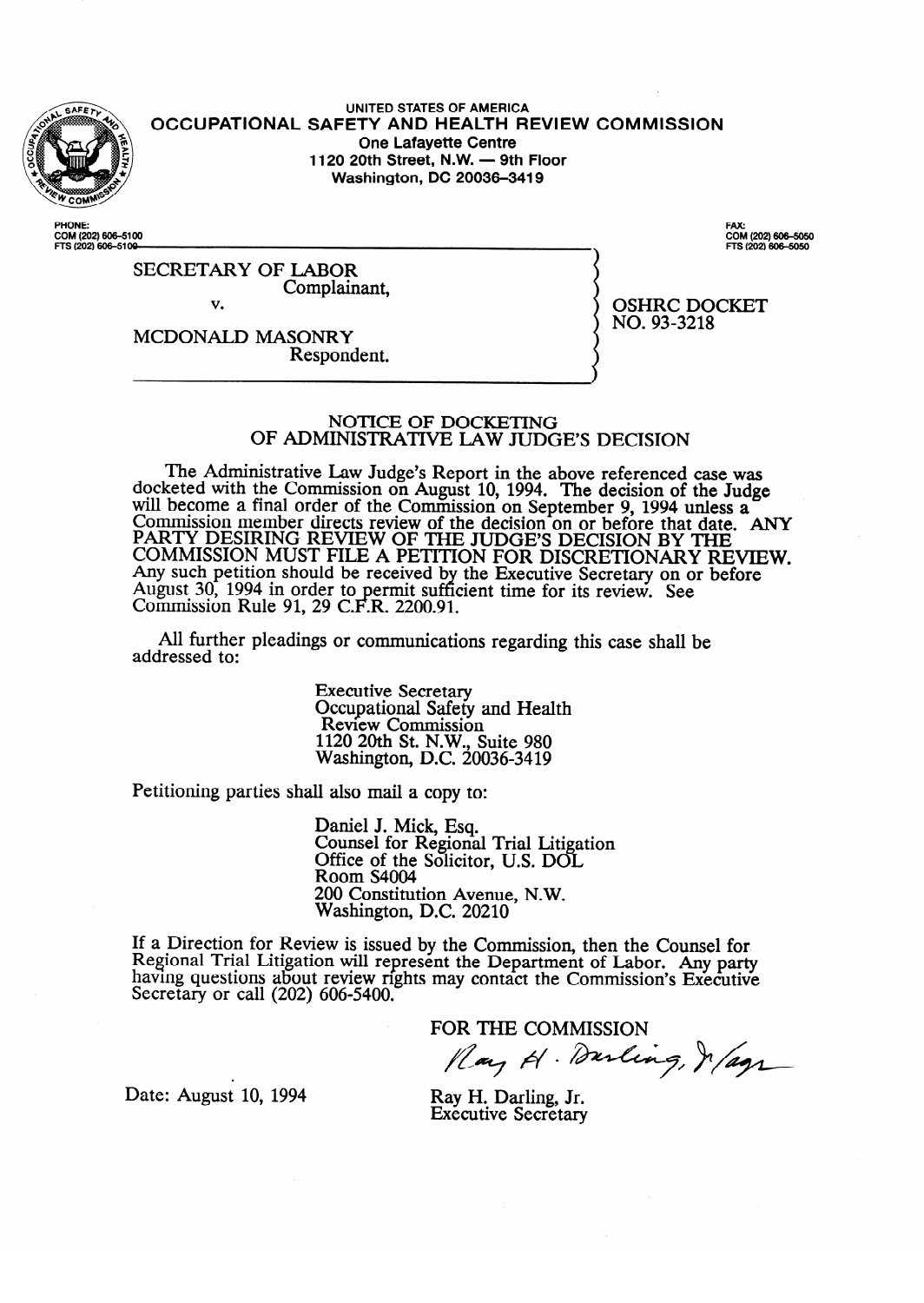UNITED STATES OF AMERICA

**OCCUPATIONAL SAFETY AND HEALTH REVIEW COMMISSION**

One Lafayette Centre
1120 20th Street, N.W. — 9th Floor
Washington, DC 20036-3419

PHONE:
COM (202) 606-5100
FTS (202) 606-5100

FAX:
COM (202) 606-5050
FTS (202) 606-5050

SECRETARY OF LABOR
Complainant,

v.

MCDONALD MASONRY
Respondent.

OSHRC DOCKET
NO. 93-3218

## NOTICE OF DOCKETING OF ADMINISTRATIVE LAW JUDGE'S DECISION

The Administrative Law Judge's Report in the above referenced case was docketed with the Commission on August 10, 1994. The decision of the Judge will become a final order of the Commission on September 9, 1994 unless a Commission member directs review of the decision on or before that date. ANY PARTY DESIRING REVIEW OF THE JUDGE'S DECISION BY THE COMMISSION MUST FILE A PETITION FOR DISCRETIONARY REVIEW. Any such petition should be received by the Executive Secretary on or before August 30, 1994 in order to permit sufficient time for its review. See Commission Rule 91, 29 C.F.R. 2200.91.

All further pleadings or communications regarding this case shall be addressed to:

Executive Secretary
Occupational Safety and Health
Review Commission
1120 20th St. N.W., Suite 980
Washington, D.C. 20036-3419

Petitioning parties shall also mail a copy to:

Daniel J. Mick, Esq.
Counsel for Regional Trial Litigation
Office of the Solicitor, U.S. DOL
Room S4004
200 Constitution Avenue, N.W.
Washington, D.C. 20210

If a Direction for Review is issued by the Commission, then the Counsel for Regional Trial Litigation will represent the Department of Labor. Any party having questions about review rights may contact the Commission's Executive Secretary or call (202) 606-5400.

FOR THE COMMISSION

Ray H. Darling, Jr.
Executive Secretary

Date: August 10, 1994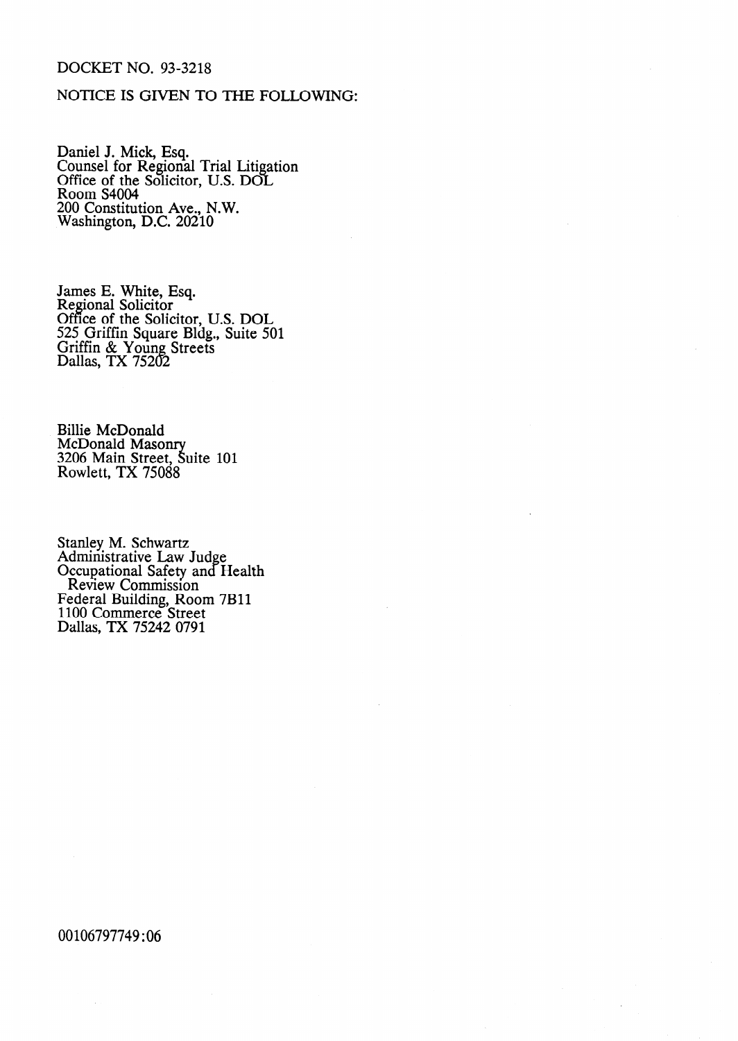DOCKET NO. 93-3218

NOTICE IS GIVEN TO THE FOLLOWING:

Daniel J. Mick, Esq.
Counsel for Regional Trial Litigation
Office of the Solicitor, U.S. DOL
Room S4004
200 Constitution Ave., N.W.
Washington, D.C. 20210

James E. White, Esq.
Regional Solicitor
Office of the Solicitor, U.S. DOL
525 Griffin Square Bldg., Suite 501
Griffin & Young Streets
Dallas, TX 75202

Billie McDonald
McDonald Masonry
3206 Main Street, Suite 101
Rowlett, TX 75088

Stanley M. Schwartz
Administrative Law Judge
Occupational Safety and Health
Review Commission
Federal Building, Room 7B11
1100 Commerce Street
Dallas, TX 75242 0791

00106797749:06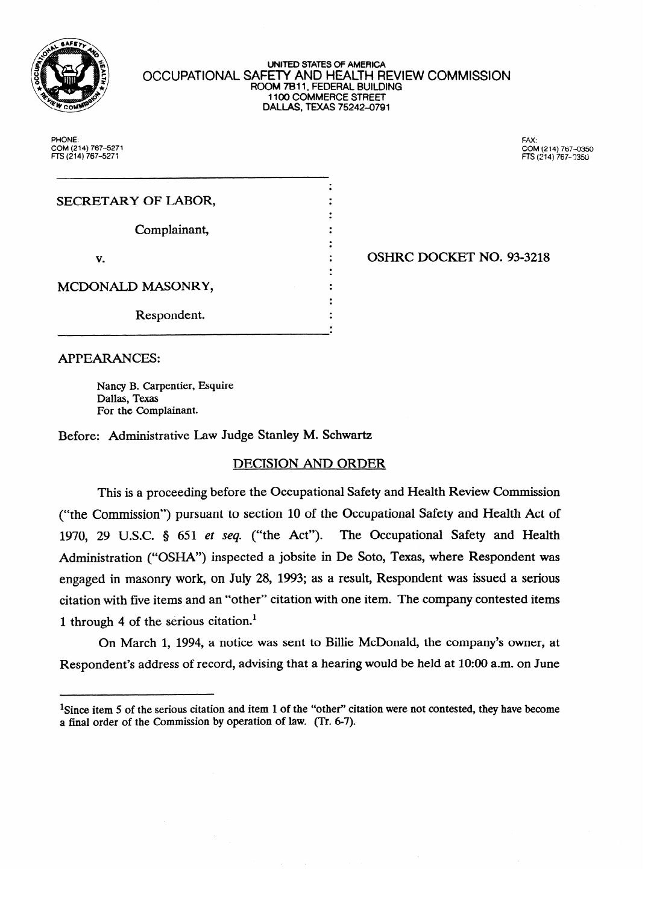UNITED STATES OF AMERICA

OCCUPATIONAL SAFETY AND HEALTH REVIEW COMMISSION

ROOM 7B11, FEDERAL BUILDING

1100 COMMERCE STREET

DALLAS, TEXAS 75242-0791

PHONE:
COM (214) 767-5271
FTS (214) 767-5271

FAX:
COM (214) 767-0350
FTS (214) 767-0350

SECRETARY OF LABOR,

Complainant,

v.

MCDONALD MASONRY,

Respondent.

OSHRC DOCKET NO. 93-3218

APPEARANCES:

Nancy B. Carpentier, Esquire
Dallas, Texas
For the Complainant.

Before: Administrative Law Judge Stanley M. Schwartz

## DECISION AND ORDER

This is a proceeding before the Occupational Safety and Health Review Commission ("the Commission") pursuant to section 10 of the Occupational Safety and Health Act of 1970, 29 U.S.C. § 651 *et seq.* ("the Act"). The Occupational Safety and Health Administration ("OSHA") inspected a jobsite in De Soto, Texas, where Respondent was engaged in masonry work, on July 28, 1993; as a result, Respondent was issued a serious citation with five items and an "other" citation with one item. The company contested items 1 through 4 of the serious citation.[1]

On March 1, 1994, a notice was sent to Billie McDonald, the company's owner, at Respondent's address of record, advising that a hearing would be held at 10:00 a.m. on June

[1] Since item 5 of the serious citation and item 1 of the "other" citation were not contested, they have become a final order of the Commission by operation of law. (Tr. 6-7).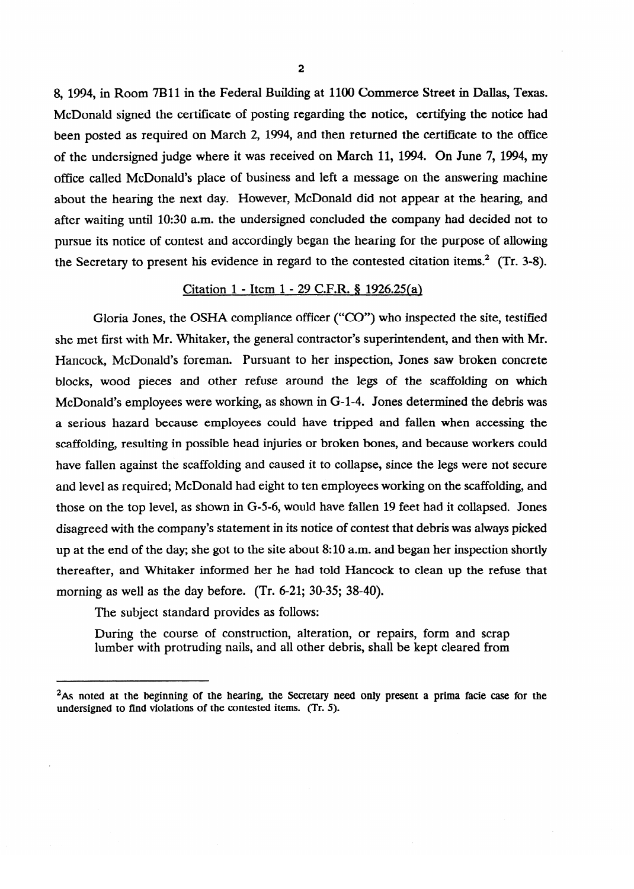8, 1994, in Room 7B11 in the Federal Building at 1100 Commerce Street in Dallas, Texas. McDonald signed the certificate of posting regarding the notice, certifying the notice had been posted as required on March 2, 1994, and then returned the certificate to the office of the undersigned judge where it was received on March 11, 1994. On June 7, 1994, my office called McDonald's place of business and left a message on the answering machine about the hearing the next day. However, McDonald did not appear at the hearing, and after waiting until 10:30 a.m. the undersigned concluded the company had decided not to pursue its notice of contest and accordingly began the hearing for the purpose of allowing the Secretary to present his evidence in regard to the contested citation items.[2] (Tr. 3-8).

## Citation 1 - Item 1 - 29 C.F.R. § 1926.25(a)

Gloria Jones, the OSHA compliance officer ("CO") who inspected the site, testified she met first with Mr. Whitaker, the general contractor's superintendent, and then with Mr. Hancock, McDonald's foreman. Pursuant to her inspection, Jones saw broken concrete blocks, wood pieces and other refuse around the legs of the scaffolding on which McDonald's employees were working, as shown in G-1-4. Jones determined the debris was a serious hazard because employees could have tripped and fallen when accessing the scaffolding, resulting in possible head injuries or broken bones, and because workers could have fallen against the scaffolding and caused it to collapse, since the legs were not secure and level as required; McDonald had eight to ten employees working on the scaffolding, and those on the top level, as shown in G-5-6, would have fallen 19 feet had it collapsed. Jones disagreed with the company's statement in its notice of contest that debris was always picked up at the end of the day; she got to the site about 8:10 a.m. and began her inspection shortly thereafter, and Whitaker informed her he had told Hancock to clean up the refuse that morning as well as the day before. (Tr. 6-21; 30-35; 38-40).

The subject standard provides as follows:

> During the course of construction, alteration, or repairs, form and scrap lumber with protruding nails, and all other debris, shall be kept cleared from

---

[2] As noted at the beginning of the hearing, the Secretary need only present a prima facie case for the undersigned to find violations of the contested items. (Tr. 5).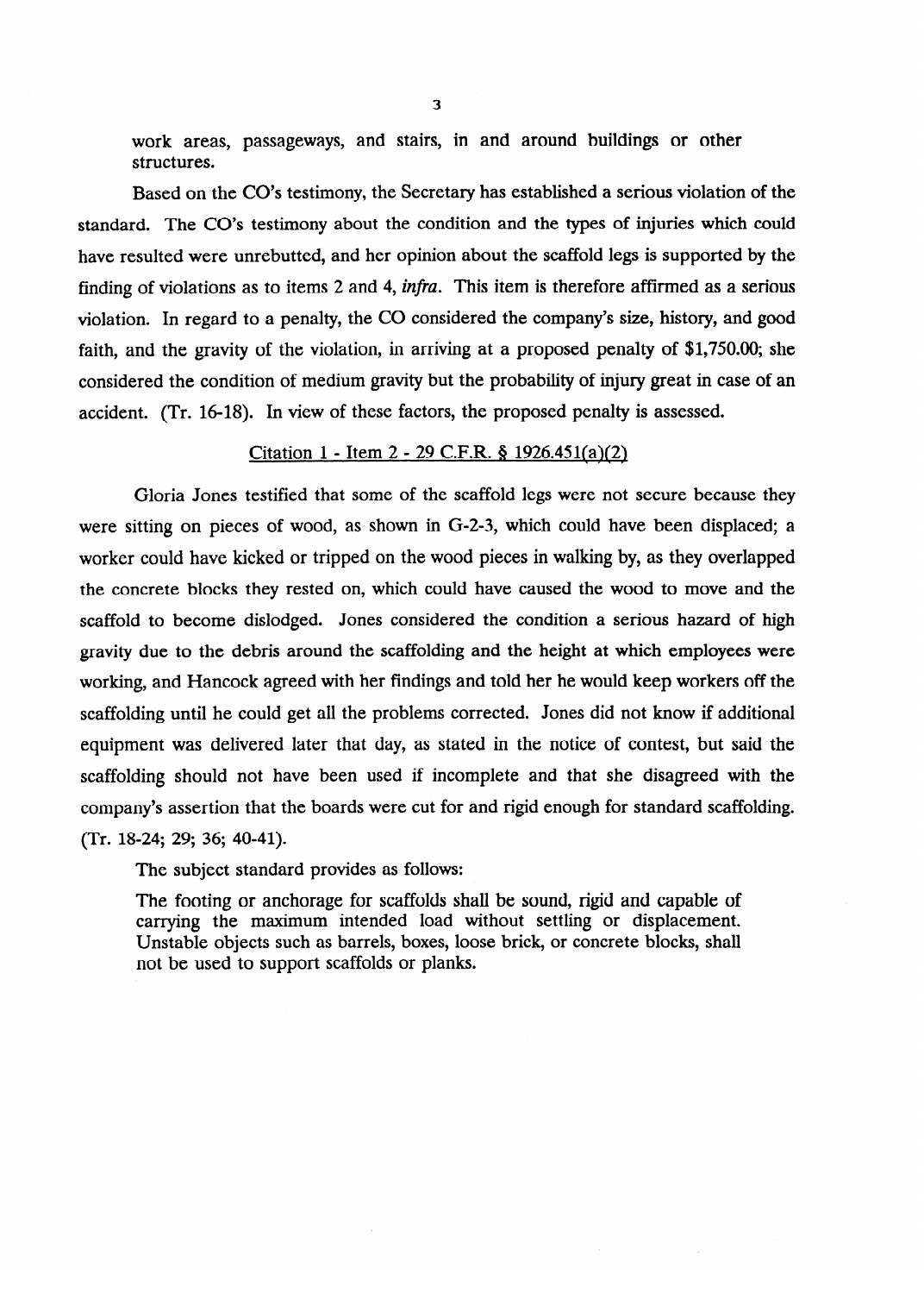work areas, passageways, and stairs, in and around buildings or other structures.

Based on the CO's testimony, the Secretary has established a serious violation of the standard. The CO's testimony about the condition and the types of injuries which could have resulted were unrebutted, and her opinion about the scaffold legs is supported by the finding of violations as to items 2 and 4, *infra*. This item is therefore affirmed as a serious violation. In regard to a penalty, the CO considered the company's size, history, and good faith, and the gravity of the violation, in arriving at a proposed penalty of $1,750.00; she considered the condition of medium gravity but the probability of injury great in case of an accident. (Tr. 16-18). In view of these factors, the proposed penalty is assessed.

<u>Citation 1 - Item 2 - 29 C.F.R. § 1926.451(a)(2)</u>

Gloria Jones testified that some of the scaffold legs were not secure because they were sitting on pieces of wood, as shown in G-2-3, which could have been displaced; a worker could have kicked or tripped on the wood pieces in walking by, as they overlapped the concrete blocks they rested on, which could have caused the wood to move and the scaffold to become dislodged. Jones considered the condition a serious hazard of high gravity due to the debris around the scaffolding and the height at which employees were working, and Hancock agreed with her findings and told her he would keep workers off the scaffolding until he could get all the problems corrected. Jones did not know if additional equipment was delivered later that day, as stated in the notice of contest, but said the scaffolding should not have been used if incomplete and that she disagreed with the company's assertion that the boards were cut for and rigid enough for standard scaffolding. (Tr. 18-24; 29; 36; 40-41).

The subject standard provides as follows:

> The footing or anchorage for scaffolds shall be sound, rigid and capable of carrying the maximum intended load without settling or displacement. Unstable objects such as barrels, boxes, loose brick, or concrete blocks, shall not be used to support scaffolds or planks.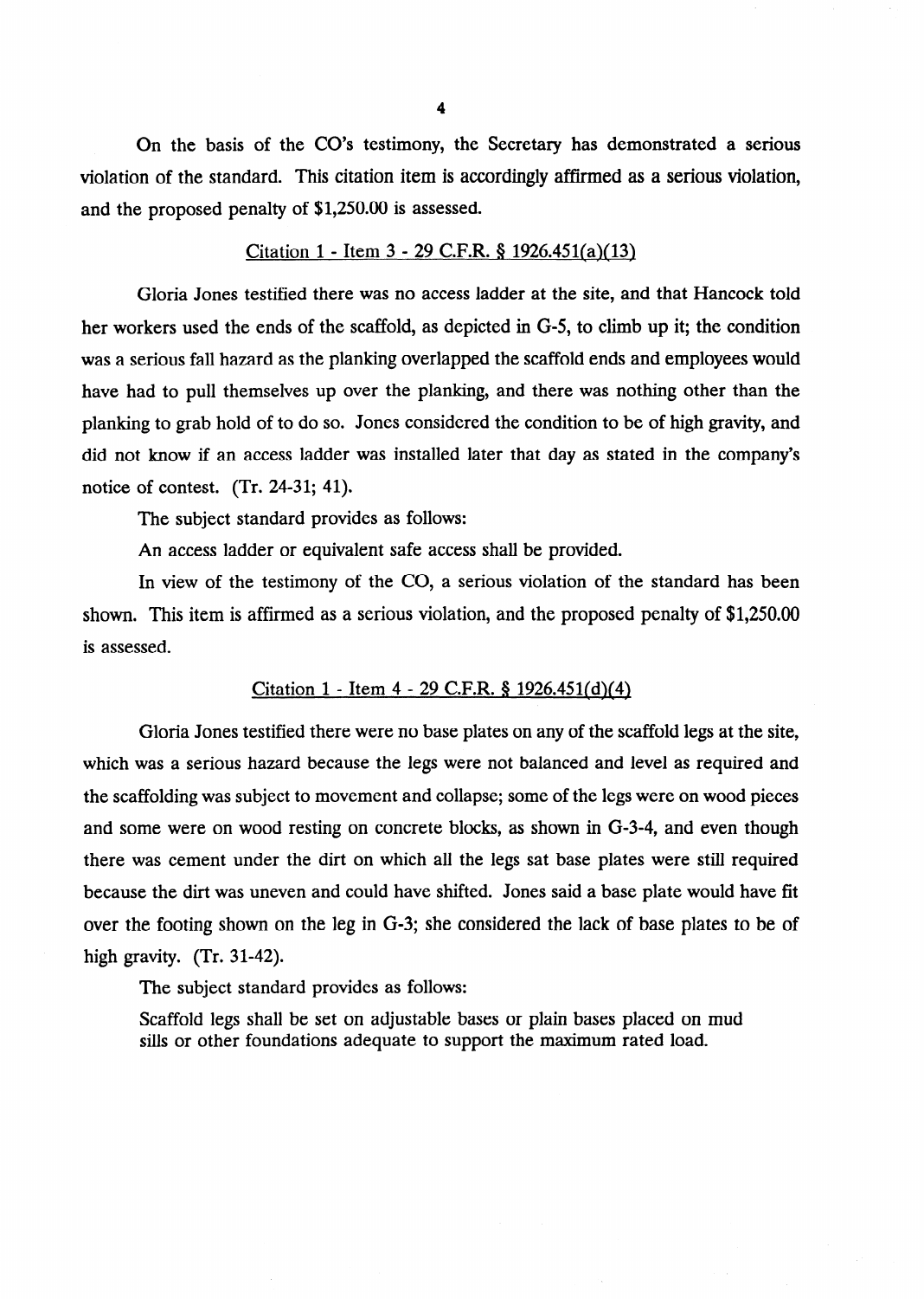On the basis of the CO's testimony, the Secretary has demonstrated a serious violation of the standard. This citation item is accordingly affirmed as a serious violation, and the proposed penalty of $1,250.00 is assessed.

### Citation 1 - Item 3 - 29 C.F.R. § 1926.451(a)(13)

Gloria Jones testified there was no access ladder at the site, and that Hancock told her workers used the ends of the scaffold, as depicted in G-5, to climb up it; the condition was a serious fall hazard as the planking overlapped the scaffold ends and employees would have had to pull themselves up over the planking, and there was nothing other than the planking to grab hold of to do so. Jones considered the condition to be of high gravity, and did not know if an access ladder was installed later that day as stated in the company's notice of contest. (Tr. 24-31; 41).

The subject standard provides as follows:

An access ladder or equivalent safe access shall be provided.

In view of the testimony of the CO, a serious violation of the standard has been shown. This item is affirmed as a serious violation, and the proposed penalty of $1,250.00 is assessed.

### Citation 1 - Item 4 - 29 C.F.R. § 1926.451(d)(4)

Gloria Jones testified there were no base plates on any of the scaffold legs at the site, which was a serious hazard because the legs were not balanced and level as required and the scaffolding was subject to movement and collapse; some of the legs were on wood pieces and some were on wood resting on concrete blocks, as shown in G-3-4, and even though there was cement under the dirt on which all the legs sat base plates were still required because the dirt was uneven and could have shifted. Jones said a base plate would have fit over the footing shown on the leg in G-3; she considered the lack of base plates to be of high gravity. (Tr. 31-42).

The subject standard provides as follows:

Scaffold legs shall be set on adjustable bases or plain bases placed on mud sills or other foundations adequate to support the maximum rated load.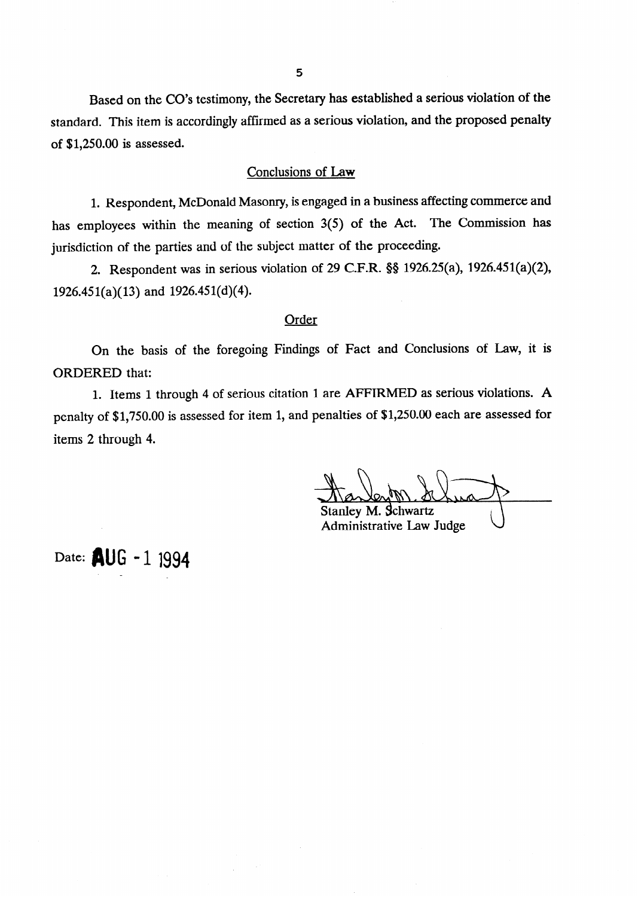Based on the CO's testimony, the Secretary has established a serious violation of the standard. This item is accordingly affirmed as a serious violation, and the proposed penalty of $1,250.00 is assessed.

## Conclusions of Law

1. Respondent, McDonald Masonry, is engaged in a business affecting commerce and has employees within the meaning of section 3(5) of the Act. The Commission has jurisdiction of the parties and of the subject matter of the proceeding.

2. Respondent was in serious violation of 29 C.F.R. §§ 1926.25(a), 1926.451(a)(2), 1926.451(a)(13) and 1926.451(d)(4).

## Order

On the basis of the foregoing Findings of Fact and Conclusions of Law, it is ORDERED that:

1. Items 1 through 4 of serious citation 1 are AFFIRMED as serious violations. A penalty of $1,750.00 is assessed for item 1, and penalties of $1,250.00 each are assessed for items 2 through 4.

Stanley M. Schwartz
Administrative Law Judge

Date: **AUG - 1 1994**